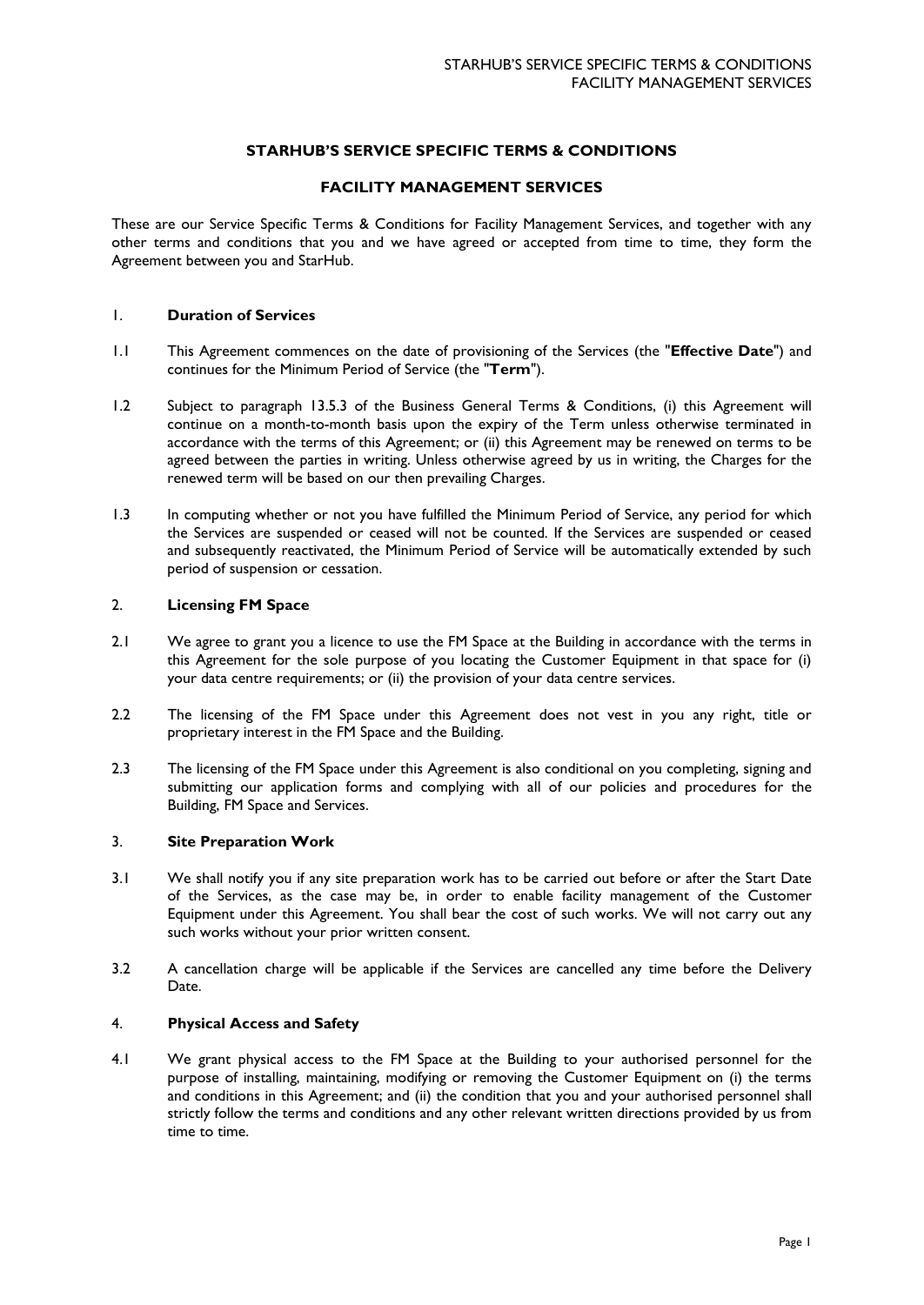# STARHUB'S SERVICE SPECIFIC TERMS & CONDITIONS

## FACILITY MANAGEMENT SERVICES

These are our Service Specific Terms & Conditions for Facility Management Services, and together with any other terms and conditions that you and we have agreed or accepted from time to time, they form the Agreement between you and StarHub.

### 1. Duration of Services

1.1 This Agreement commences on the date of provisioning of the Services (the "**Effective Date**") and continues for the Minimum Period of Service (the "**Term**").

1.2 Subject to paragraph 13.5.3 of the Business General Terms & Conditions, (i) this Agreement will continue on a month-to-month basis upon the expiry of the Term unless otherwise terminated in accordance with the terms of this Agreement; or (ii) this Agreement may be renewed on terms to be agreed between the parties in writing. Unless otherwise agreed by us in writing, the Charges for the renewed term will be based on our then prevailing Charges.

1.3 In computing whether or not you have fulfilled the Minimum Period of Service, any period for which the Services are suspended or ceased will not be counted. If the Services are suspended or ceased and subsequently reactivated, the Minimum Period of Service will be automatically extended by such period of suspension or cessation.

### 2. Licensing FM Space

2.1 We agree to grant you a licence to use the FM Space at the Building in accordance with the terms in this Agreement for the sole purpose of you locating the Customer Equipment in that space for (i) your data centre requirements; or (ii) the provision of your data centre services.

2.2 The licensing of the FM Space under this Agreement does not vest in you any right, title or proprietary interest in the FM Space and the Building.

2.3 The licensing of the FM Space under this Agreement is also conditional on you completing, signing and submitting our application forms and complying with all of our policies and procedures for the Building, FM Space and Services.

### 3. Site Preparation Work

3.1 We shall notify you if any site preparation work has to be carried out before or after the Start Date of the Services, as the case may be, in order to enable facility management of the Customer Equipment under this Agreement. You shall bear the cost of such works. We will not carry out any such works without your prior written consent.

3.2 A cancellation charge will be applicable if the Services are cancelled any time before the Delivery Date.

### 4. Physical Access and Safety

4.1 We grant physical access to the FM Space at the Building to your authorised personnel for the purpose of installing, maintaining, modifying or removing the Customer Equipment on (i) the terms and conditions in this Agreement; and (ii) the condition that you and your authorised personnel shall strictly follow the terms and conditions and any other relevant written directions provided by us from time to time.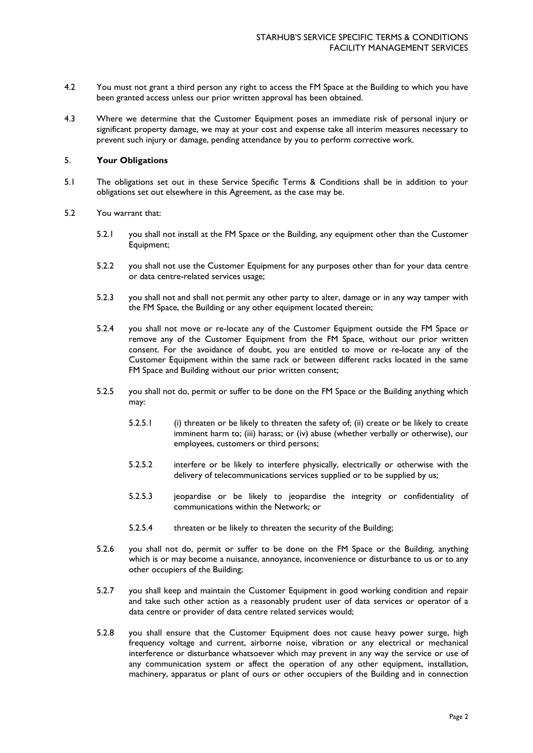4.2 You must not grant a third person any right to access the FM Space at the Building to which you have been granted access unless our prior written approval has been obtained.

4.3 Where we determine that the Customer Equipment poses an immediate risk of personal injury or significant property damage, we may at your cost and expense take all interim measures necessary to prevent such injury or damage, pending attendance by you to perform corrective work.

5. **Your Obligations**

5.1 The obligations set out in these Service Specific Terms & Conditions shall be in addition to your obligations set out elsewhere in this Agreement, as the case may be.

5.2 You warrant that:

5.2.1 you shall not install at the FM Space or the Building, any equipment other than the Customer Equipment;

5.2.2 you shall not use the Customer Equipment for any purposes other than for your data centre or data centre-related services usage;

5.2.3 you shall not and shall not permit any other party to alter, damage or in any way tamper with the FM Space, the Building or any other equipment located therein;

5.2.4 you shall not move or re-locate any of the Customer Equipment outside the FM Space or remove any of the Customer Equipment from the FM Space, without our prior written consent. For the avoidance of doubt, you are entitled to move or re-locate any of the Customer Equipment within the same rack or between different racks located in the same FM Space and Building without our prior written consent;

5.2.5 you shall not do, permit or suffer to be done on the FM Space or the Building anything which may:

5.2.5.1 (i) threaten or be likely to threaten the safety of; (ii) create or be likely to create imminent harm to; (iii) harass; or (iv) abuse (whether verbally or otherwise), our employees, customers or third persons;

5.2.5.2 interfere or be likely to interfere physically, electrically or otherwise with the delivery of telecommunications services supplied or to be supplied by us;

5.2.5.3 jeopardise or be likely to jeopardise the integrity or confidentiality of communications within the Network; or

5.2.5.4 threaten or be likely to threaten the security of the Building;

5.2.6 you shall not do, permit or suffer to be done on the FM Space or the Building, anything which is or may become a nuisance, annoyance, inconvenience or disturbance to us or to any other occupiers of the Building;

5.2.7 you shall keep and maintain the Customer Equipment in good working condition and repair and take such other action as a reasonably prudent user of data services or operator of a data centre or provider of data centre related services would;

5.2.8 you shall ensure that the Customer Equipment does not cause heavy power surge, high frequency voltage and current, airborne noise, vibration or any electrical or mechanical interference or disturbance whatsoever which may prevent in any way the service or use of any communication system or affect the operation of any other equipment, installation, machinery, apparatus or plant of ours or other occupiers of the Building and in connection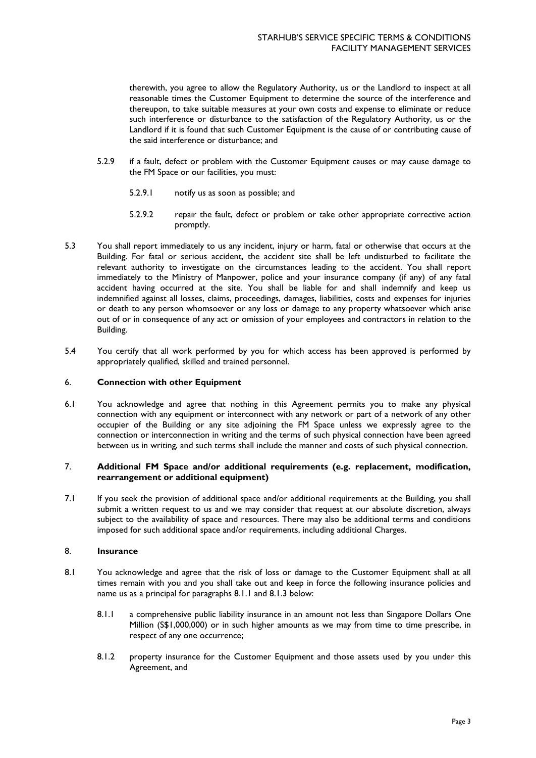therewith, you agree to allow the Regulatory Authority, us or the Landlord to inspect at all reasonable times the Customer Equipment to determine the source of the interference and thereupon, to take suitable measures at your own costs and expense to eliminate or reduce such interference or disturbance to the satisfaction of the Regulatory Authority, us or the Landlord if it is found that such Customer Equipment is the cause of or contributing cause of the said interference or disturbance; and

5.2.9 if a fault, defect or problem with the Customer Equipment causes or may cause damage to the FM Space or our facilities, you must:

5.2.9.1 notify us as soon as possible; and

5.2.9.2 repair the fault, defect or problem or take other appropriate corrective action promptly.

5.3 You shall report immediately to us any incident, injury or harm, fatal or otherwise that occurs at the Building. For fatal or serious accident, the accident site shall be left undisturbed to facilitate the relevant authority to investigate on the circumstances leading to the accident. You shall report immediately to the Ministry of Manpower, police and your insurance company (if any) of any fatal accident having occurred at the site. You shall be liable for and shall indemnify and keep us indemnified against all losses, claims, proceedings, damages, liabilities, costs and expenses for injuries or death to any person whomsoever or any loss or damage to any property whatsoever which arise out of or in consequence of any act or omission of your employees and contractors in relation to the Building.

5.4 You certify that all work performed by you for which access has been approved is performed by appropriately qualified, skilled and trained personnel.

## 6. Connection with other Equipment

6.1 You acknowledge and agree that nothing in this Agreement permits you to make any physical connection with any equipment or interconnect with any network or part of a network of any other occupier of the Building or any site adjoining the FM Space unless we expressly agree to the connection or interconnection in writing and the terms of such physical connection have been agreed between us in writing, and such terms shall include the manner and costs of such physical connection.

## 7. Additional FM Space and/or additional requirements (e.g. replacement, modification, rearrangement or additional equipment)

7.1 If you seek the provision of additional space and/or additional requirements at the Building, you shall submit a written request to us and we may consider that request at our absolute discretion, always subject to the availability of space and resources. There may also be additional terms and conditions imposed for such additional space and/or requirements, including additional Charges.

## 8. Insurance

8.1 You acknowledge and agree that the risk of loss or damage to the Customer Equipment shall at all times remain with you and you shall take out and keep in force the following insurance policies and name us as a principal for paragraphs 8.1.1 and 8.1.3 below:

8.1.1 a comprehensive public liability insurance in an amount not less than Singapore Dollars One Million (S$1,000,000) or in such higher amounts as we may from time to time prescribe, in respect of any one occurrence;

8.1.2 property insurance for the Customer Equipment and those assets used by you under this Agreement, and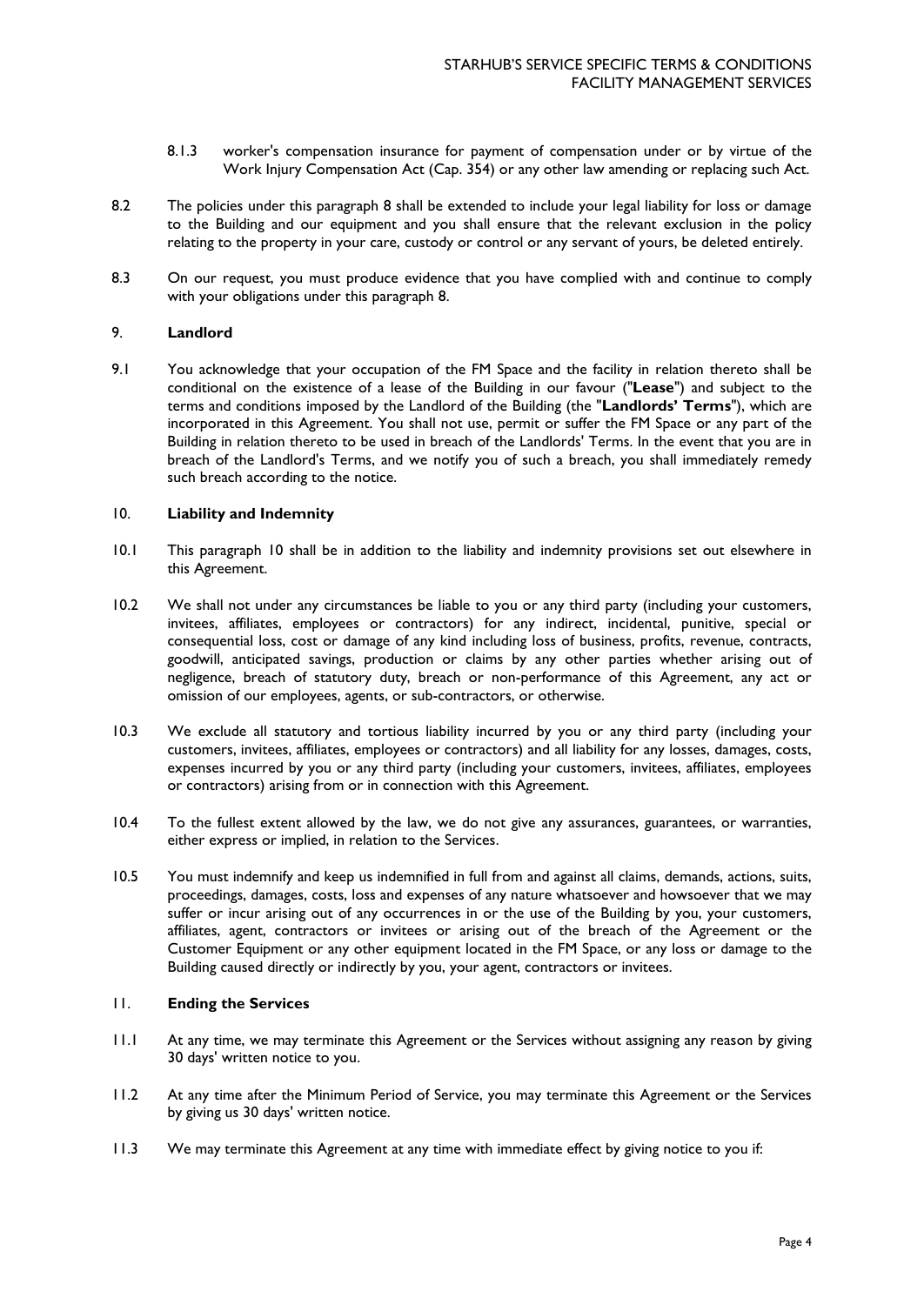8.1.3 worker's compensation insurance for payment of compensation under or by virtue of the Work Injury Compensation Act (Cap. 354) or any other law amending or replacing such Act.

8.2 The policies under this paragraph 8 shall be extended to include your legal liability for loss or damage to the Building and our equipment and you shall ensure that the relevant exclusion in the policy relating to the property in your care, custody or control or any servant of yours, be deleted entirely.

8.3 On our request, you must produce evidence that you have complied with and continue to comply with your obligations under this paragraph 8.

## 9. Landlord

9.1 You acknowledge that your occupation of the FM Space and the facility in relation thereto shall be conditional on the existence of a lease of the Building in our favour ("**Lease**") and subject to the terms and conditions imposed by the Landlord of the Building (the "**Landlords' Terms**"), which are incorporated in this Agreement. You shall not use, permit or suffer the FM Space or any part of the Building in relation thereto to be used in breach of the Landlords' Terms. In the event that you are in breach of the Landlord's Terms, and we notify you of such a breach, you shall immediately remedy such breach according to the notice.

## 10. Liability and Indemnity

10.1 This paragraph 10 shall be in addition to the liability and indemnity provisions set out elsewhere in this Agreement.

10.2 We shall not under any circumstances be liable to you or any third party (including your customers, invitees, affiliates, employees or contractors) for any indirect, incidental, punitive, special or consequential loss, cost or damage of any kind including loss of business, profits, revenue, contracts, goodwill, anticipated savings, production or claims by any other parties whether arising out of negligence, breach of statutory duty, breach or non-performance of this Agreement, any act or omission of our employees, agents, or sub-contractors, or otherwise.

10.3 We exclude all statutory and tortious liability incurred by you or any third party (including your customers, invitees, affiliates, employees or contractors) and all liability for any losses, damages, costs, expenses incurred by you or any third party (including your customers, invitees, affiliates, employees or contractors) arising from or in connection with this Agreement.

10.4 To the fullest extent allowed by the law, we do not give any assurances, guarantees, or warranties, either express or implied, in relation to the Services.

10.5 You must indemnify and keep us indemnified in full from and against all claims, demands, actions, suits, proceedings, damages, costs, loss and expenses of any nature whatsoever and howsoever that we may suffer or incur arising out of any occurrences in or the use of the Building by you, your customers, affiliates, agent, contractors or invitees or arising out of the breach of the Agreement or the Customer Equipment or any other equipment located in the FM Space, or any loss or damage to the Building caused directly or indirectly by you, your agent, contractors or invitees.

## 11. Ending the Services

11.1 At any time, we may terminate this Agreement or the Services without assigning any reason by giving 30 days' written notice to you.

11.2 At any time after the Minimum Period of Service, you may terminate this Agreement or the Services by giving us 30 days' written notice.

11.3 We may terminate this Agreement at any time with immediate effect by giving notice to you if: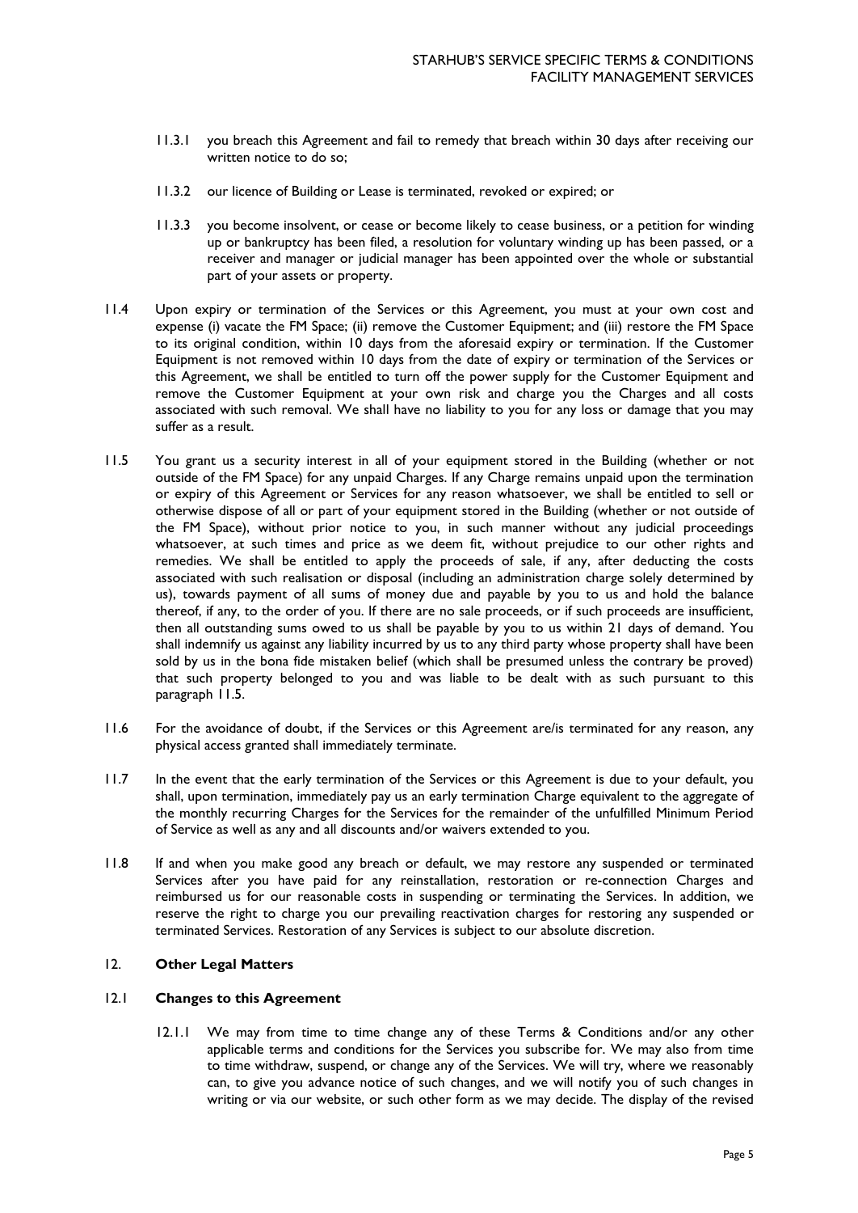11.3.1 you breach this Agreement and fail to remedy that breach within 30 days after receiving our written notice to do so;

11.3.2 our licence of Building or Lease is terminated, revoked or expired; or

11.3.3 you become insolvent, or cease or become likely to cease business, or a petition for winding up or bankruptcy has been filed, a resolution for voluntary winding up has been passed, or a receiver and manager or judicial manager has been appointed over the whole or substantial part of your assets or property.

11.4 Upon expiry or termination of the Services or this Agreement, you must at your own cost and expense (i) vacate the FM Space; (ii) remove the Customer Equipment; and (iii) restore the FM Space to its original condition, within 10 days from the aforesaid expiry or termination. If the Customer Equipment is not removed within 10 days from the date of expiry or termination of the Services or this Agreement, we shall be entitled to turn off the power supply for the Customer Equipment and remove the Customer Equipment at your own risk and charge you the Charges and all costs associated with such removal. We shall have no liability to you for any loss or damage that you may suffer as a result.

11.5 You grant us a security interest in all of your equipment stored in the Building (whether or not outside of the FM Space) for any unpaid Charges. If any Charge remains unpaid upon the termination or expiry of this Agreement or Services for any reason whatsoever, we shall be entitled to sell or otherwise dispose of all or part of your equipment stored in the Building (whether or not outside of the FM Space), without prior notice to you, in such manner without any judicial proceedings whatsoever, at such times and price as we deem fit, without prejudice to our other rights and remedies. We shall be entitled to apply the proceeds of sale, if any, after deducting the costs associated with such realisation or disposal (including an administration charge solely determined by us), towards payment of all sums of money due and payable by you to us and hold the balance thereof, if any, to the order of you. If there are no sale proceeds, or if such proceeds are insufficient, then all outstanding sums owed to us shall be payable by you to us within 21 days of demand. You shall indemnify us against any liability incurred by us to any third party whose property shall have been sold by us in the bona fide mistaken belief (which shall be presumed unless the contrary be proved) that such property belonged to you and was liable to be dealt with as such pursuant to this paragraph 11.5.

11.6 For the avoidance of doubt, if the Services or this Agreement are/is terminated for any reason, any physical access granted shall immediately terminate.

11.7 In the event that the early termination of the Services or this Agreement is due to your default, you shall, upon termination, immediately pay us an early termination Charge equivalent to the aggregate of the monthly recurring Charges for the Services for the remainder of the unfulfilled Minimum Period of Service as well as any and all discounts and/or waivers extended to you.

11.8 If and when you make good any breach or default, we may restore any suspended or terminated Services after you have paid for any reinstallation, restoration or re-connection Charges and reimbursed us for our reasonable costs in suspending or terminating the Services. In addition, we reserve the right to charge you our prevailing reactivation charges for restoring any suspended or terminated Services. Restoration of any Services is subject to our absolute discretion.

## 12. Other Legal Matters

### 12.1 Changes to this Agreement

12.1.1 We may from time to time change any of these Terms & Conditions and/or any other applicable terms and conditions for the Services you subscribe for. We may also from time to time withdraw, suspend, or change any of the Services. We will try, where we reasonably can, to give you advance notice of such changes, and we will notify you of such changes in writing or via our website, or such other form as we may decide. The display of the revised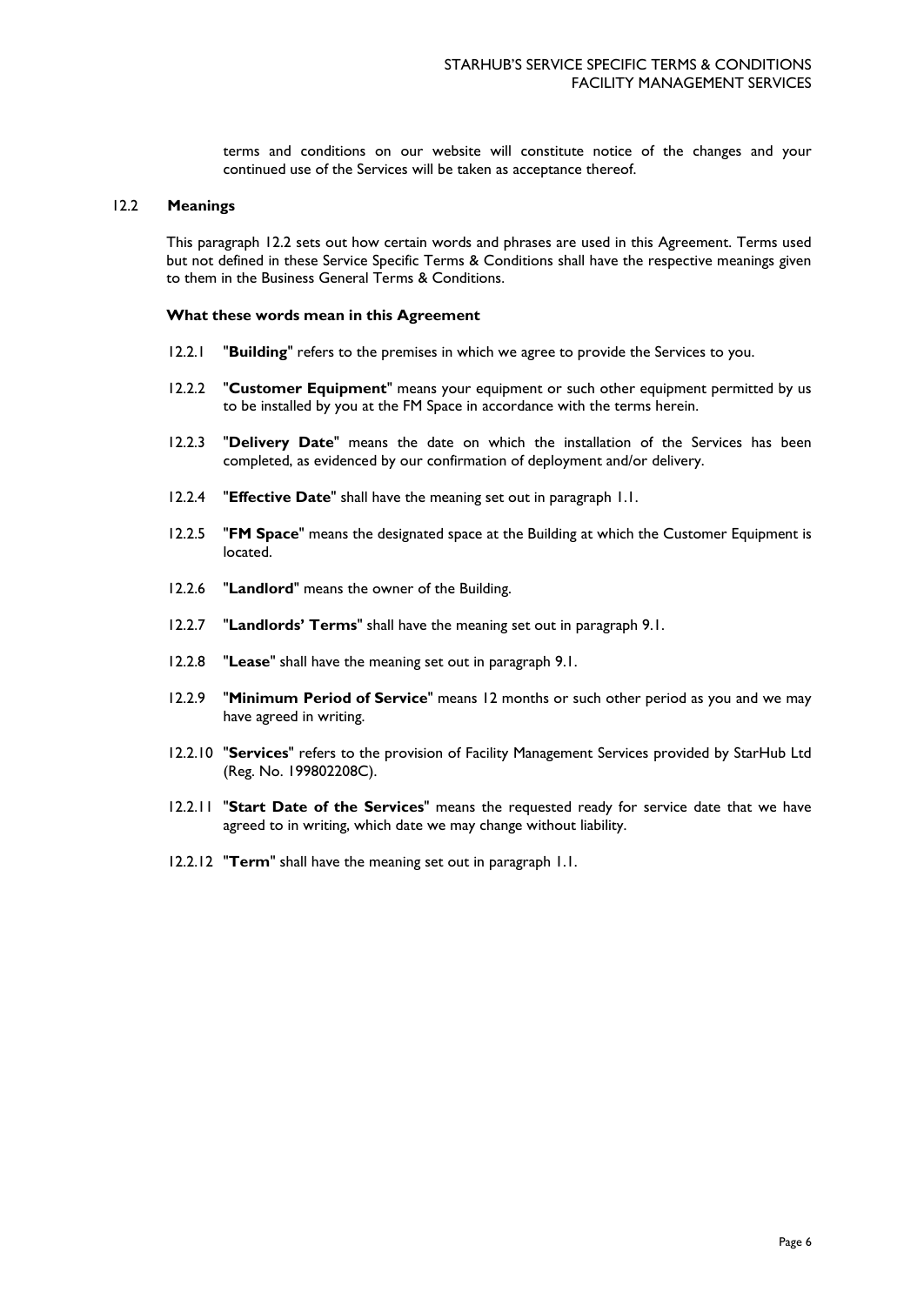terms and conditions on our website will constitute notice of the changes and your continued use of the Services will be taken as acceptance thereof.

### 12.2 Meanings

This paragraph 12.2 sets out how certain words and phrases are used in this Agreement. Terms used but not defined in these Service Specific Terms & Conditions shall have the respective meanings given to them in the Business General Terms & Conditions.

**What these words mean in this Agreement**

12.2.1 "**Building**" refers to the premises in which we agree to provide the Services to you.

12.2.2 "**Customer Equipment**" means your equipment or such other equipment permitted by us to be installed by you at the FM Space in accordance with the terms herein.

12.2.3 "**Delivery Date**" means the date on which the installation of the Services has been completed, as evidenced by our confirmation of deployment and/or delivery.

12.2.4 "**Effective Date**" shall have the meaning set out in paragraph 1.1.

12.2.5 "**FM Space**" means the designated space at the Building at which the Customer Equipment is located.

12.2.6 "**Landlord**" means the owner of the Building.

12.2.7 "**Landlords' Terms**" shall have the meaning set out in paragraph 9.1.

12.2.8 "**Lease**" shall have the meaning set out in paragraph 9.1.

12.2.9 "**Minimum Period of Service**" means 12 months or such other period as you and we may have agreed in writing.

12.2.10 "**Services**" refers to the provision of Facility Management Services provided by StarHub Ltd (Reg. No. 199802208C).

12.2.11 "**Start Date of the Services**" means the requested ready for service date that we have agreed to in writing, which date we may change without liability.

12.2.12 "**Term**" shall have the meaning set out in paragraph 1.1.